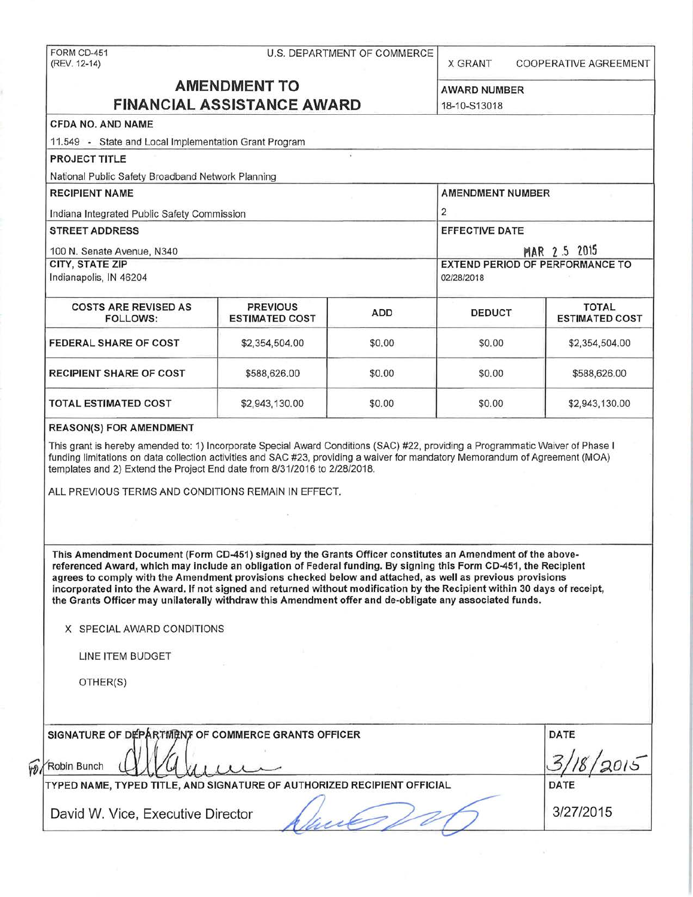FORM CD-451
(REV. 12-14)

U.S. DEPARTMENT OF COMMERCE

X GRANT     COOPERATIVE AGREEMENT

# AMENDMENT TO FINANCIAL ASSISTANCE AWARD

**AWARD NUMBER**
18-10-S13018

**CFDA NO. AND NAME**
11.549 - State and Local Implementation Grant Program

**PROJECT TITLE**
National Public Safety Broadband Network Planning

**RECIPIENT NAME**
Indiana Integrated Public Safety Commission

**AMENDMENT NUMBER**
2

**STREET ADDRESS**
100 N. Senate Avenue, N340

**EFFECTIVE DATE**
MAR 2 5 2015

**CITY, STATE ZIP**
Indianapolis, IN 46204

**EXTEND PERIOD OF PERFORMANCE TO**
02/28/2018

| COSTS ARE REVISED AS FOLLOWS: | PREVIOUS ESTIMATED COST | ADD | DEDUCT | TOTAL ESTIMATED COST |
|---|---|---|---|---|
| FEDERAL SHARE OF COST | $2,354,504.00 | $0.00 | $0.00 | $2,354,504.00 |
| RECIPIENT SHARE OF COST | $588,626.00 | $0.00 | $0.00 | $588,626.00 |
| TOTAL ESTIMATED COST | $2,943,130.00 | $0.00 | $0.00 | $2,943,130.00 |

**REASON(S) FOR AMENDMENT**

This grant is hereby amended to: 1) Incorporate Special Award Conditions (SAC) #22, providing a Programmatic Waiver of Phase I funding limitations on data collection activities and SAC #23, providing a waiver for mandatory Memorandum of Agreement (MOA) templates and 2) Extend the Project End date from 8/31/2016 to 2/28/2018.

ALL PREVIOUS TERMS AND CONDITIONS REMAIN IN EFFECT.

**This Amendment Document (Form CD-451) signed by the Grants Officer constitutes an Amendment of the above-referenced Award, which may include an obligation of Federal funding. By signing this Form CD-451, the Recipient agrees to comply with the Amendment provisions checked below and attached, as well as previous provisions incorporated into the Award. If not signed and returned without modification by the Recipient within 30 days of receipt, the Grants Officer may unilaterally withdraw this Amendment offer and de-obligate any associated funds.**

X SPECIAL AWARD CONDITIONS

LINE ITEM BUDGET

OTHER(S)

**SIGNATURE OF DEPARTMENT OF COMMERCE GRANTS OFFICER**

For Robin Bunch

**DATE**
3/18/2015

**TYPED NAME, TYPED TITLE, AND SIGNATURE OF AUTHORIZED RECIPIENT OFFICIAL**

David W. Vice, Executive Director

**DATE**
3/27/2015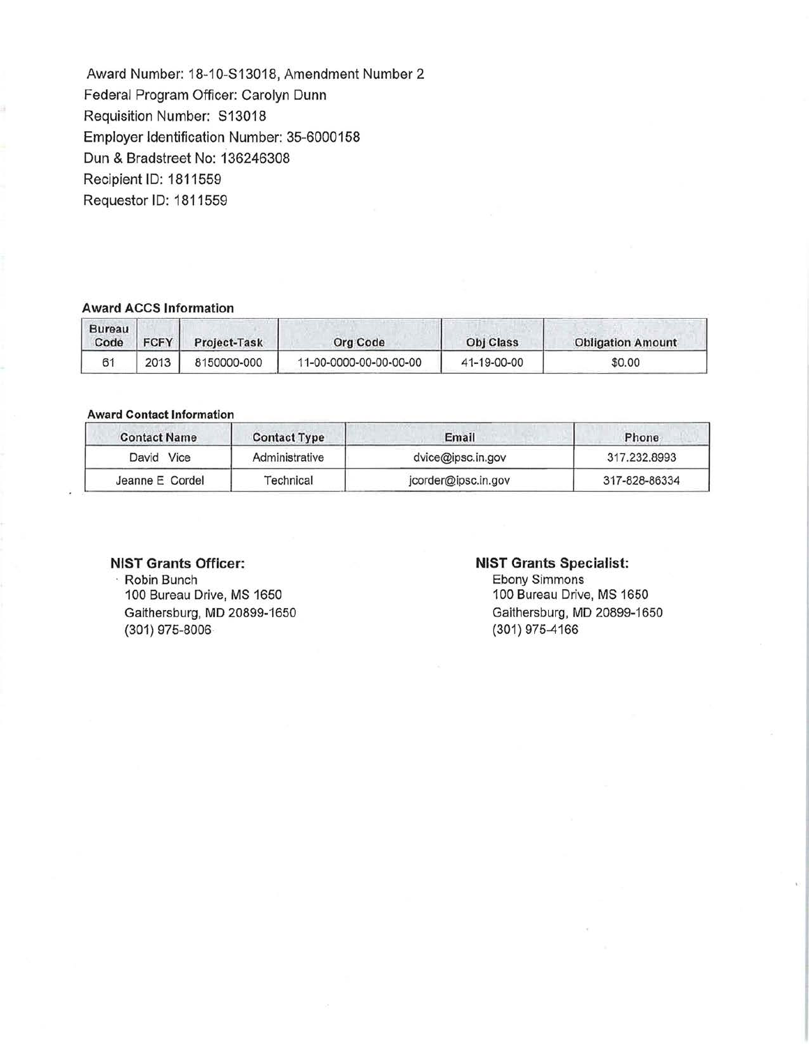Award Number: 18-10-S13018, Amendment Number 2
Federal Program Officer: Carolyn Dunn
Requisition Number: S13018
Employer Identification Number: 35-6000158
Dun & Bradstreet No: 136246308
Recipient ID: 1811559
Requestor ID: 1811559

**Award ACCS Information**

| Bureau Code | FCFY | Project-Task | Org Code | Obj Class | Obligation Amount |
|---|---|---|---|---|---|
| 61 | 2013 | 8150000-000 | 11-00-0000-00-00-00-00 | 41-19-00-00 | $0.00 |

**Award Contact Information**

| Contact Name | Contact Type | Email | Phone |
|---|---|---|---|
| David Vice | Administrative | dvice@ipsc.in.gov | 317.232.8993 |
| Jeanne E Cordel | Technical | jcorder@ipsc.in.gov | 317-828-86334 |

**NIST Grants Officer:**
Robin Bunch
100 Bureau Drive, MS 1650
Gaithersburg, MD 20899-1650
(301) 975-8006

**NIST Grants Specialist:**
Ebony Simmons
100 Bureau Drive, MS 1650
Gaithersburg, MD 20899-1650
(301) 975-4166